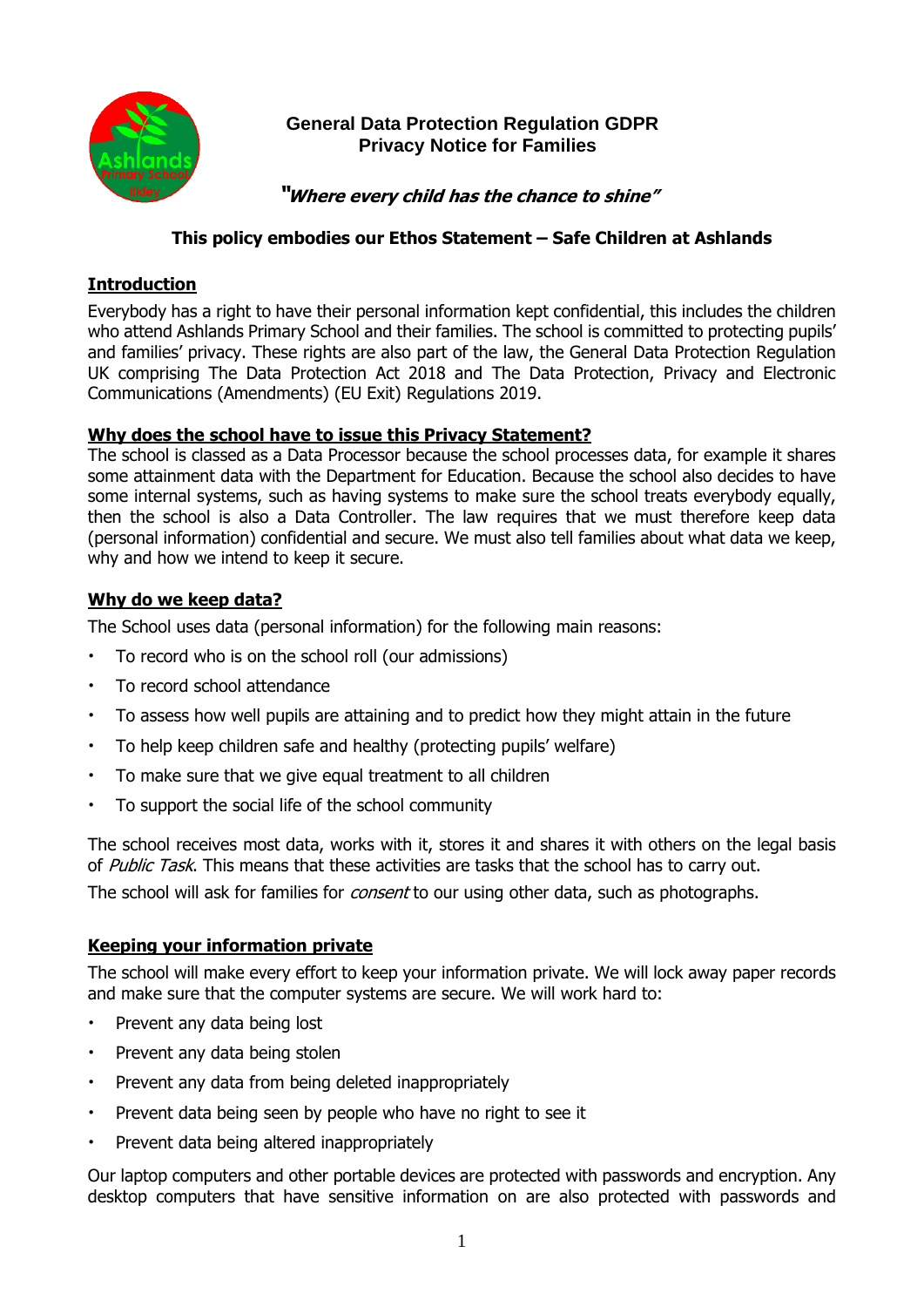# General Data Protection Regulation GDPR
# Privacy Notice for Families

***"Where every child has the chance to shine"***

**This policy embodies our Ethos Statement – Safe Children at Ashlands**

## Introduction

Everybody has a right to have their personal information kept confidential, this includes the children who attend Ashlands Primary School and their families. The school is committed to protecting pupils' and families' privacy. These rights are also part of the law, the General Data Protection Regulation UK comprising The Data Protection Act 2018 and The Data Protection, Privacy and Electronic Communications (Amendments) (EU Exit) Regulations 2019.

## Why does the school have to issue this Privacy Statement?

The school is classed as a Data Processor because the school processes data, for example it shares some attainment data with the Department for Education. Because the school also decides to have some internal systems, such as having systems to make sure the school treats everybody equally, then the school is also a Data Controller. The law requires that we must therefore keep data (personal information) confidential and secure. We must also tell families about what data we keep, why and how we intend to keep it secure.

## Why do we keep data?

The School uses data (personal information) for the following main reasons:

- To record who is on the school roll (our admissions)
- To record school attendance
- To assess how well pupils are attaining and to predict how they might attain in the future
- To help keep children safe and healthy (protecting pupils' welfare)
- To make sure that we give equal treatment to all children
- To support the social life of the school community

The school receives most data, works with it, stores it and shares it with others on the legal basis of *Public Task*. This means that these activities are tasks that the school has to carry out.

The school will ask for families for *consent* to our using other data, such as photographs.

## Keeping your information private

The school will make every effort to keep your information private. We will lock away paper records and make sure that the computer systems are secure. We will work hard to:

- Prevent any data being lost
- Prevent any data being stolen
- Prevent any data from being deleted inappropriately
- Prevent data being seen by people who have no right to see it
- Prevent data being altered inappropriately

Our laptop computers and other portable devices are protected with passwords and encryption. Any desktop computers that have sensitive information on are also protected with passwords and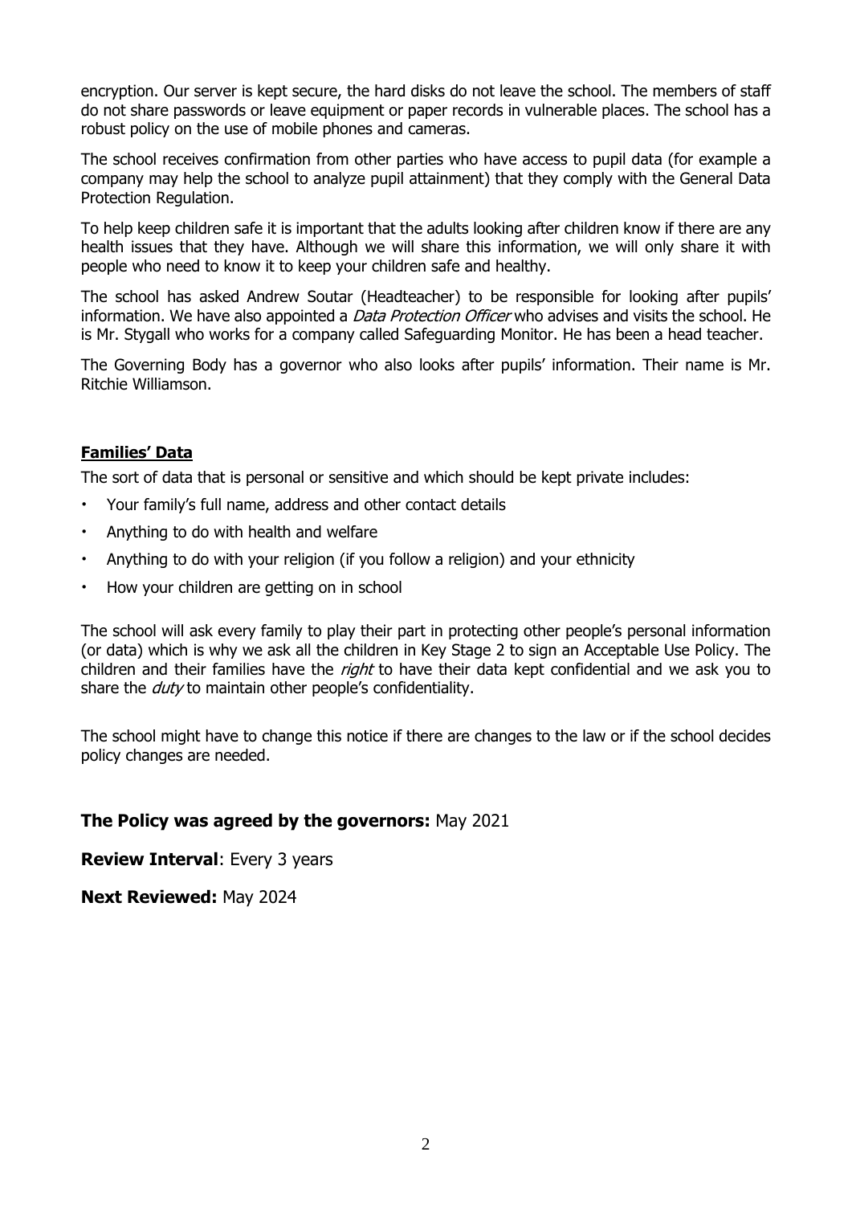encryption. Our server is kept secure, the hard disks do not leave the school. The members of staff do not share passwords or leave equipment or paper records in vulnerable places. The school has a robust policy on the use of mobile phones and cameras.

The school receives confirmation from other parties who have access to pupil data (for example a company may help the school to analyze pupil attainment) that they comply with the General Data Protection Regulation.

To help keep children safe it is important that the adults looking after children know if there are any health issues that they have. Although we will share this information, we will only share it with people who need to know it to keep your children safe and healthy.

The school has asked Andrew Soutar (Headteacher) to be responsible for looking after pupils' information. We have also appointed a *Data Protection Officer* who advises and visits the school. He is Mr. Stygall who works for a company called Safeguarding Monitor. He has been a head teacher.

The Governing Body has a governor who also looks after pupils' information. Their name is Mr. Ritchie Williamson.

## **Families' Data**

The sort of data that is personal or sensitive and which should be kept private includes:

- Your family's full name, address and other contact details
- Anything to do with health and welfare
- Anything to do with your religion (if you follow a religion) and your ethnicity
- How your children are getting on in school

The school will ask every family to play their part in protecting other people's personal information (or data) which is why we ask all the children in Key Stage 2 to sign an Acceptable Use Policy. The children and their families have the *right* to have their data kept confidential and we ask you to share the *duty* to maintain other people's confidentiality.

The school might have to change this notice if there are changes to the law or if the school decides policy changes are needed.

**The Policy was agreed by the governors:** May 2021

**Review Interval**: Every 3 years

**Next Reviewed:** May 2024